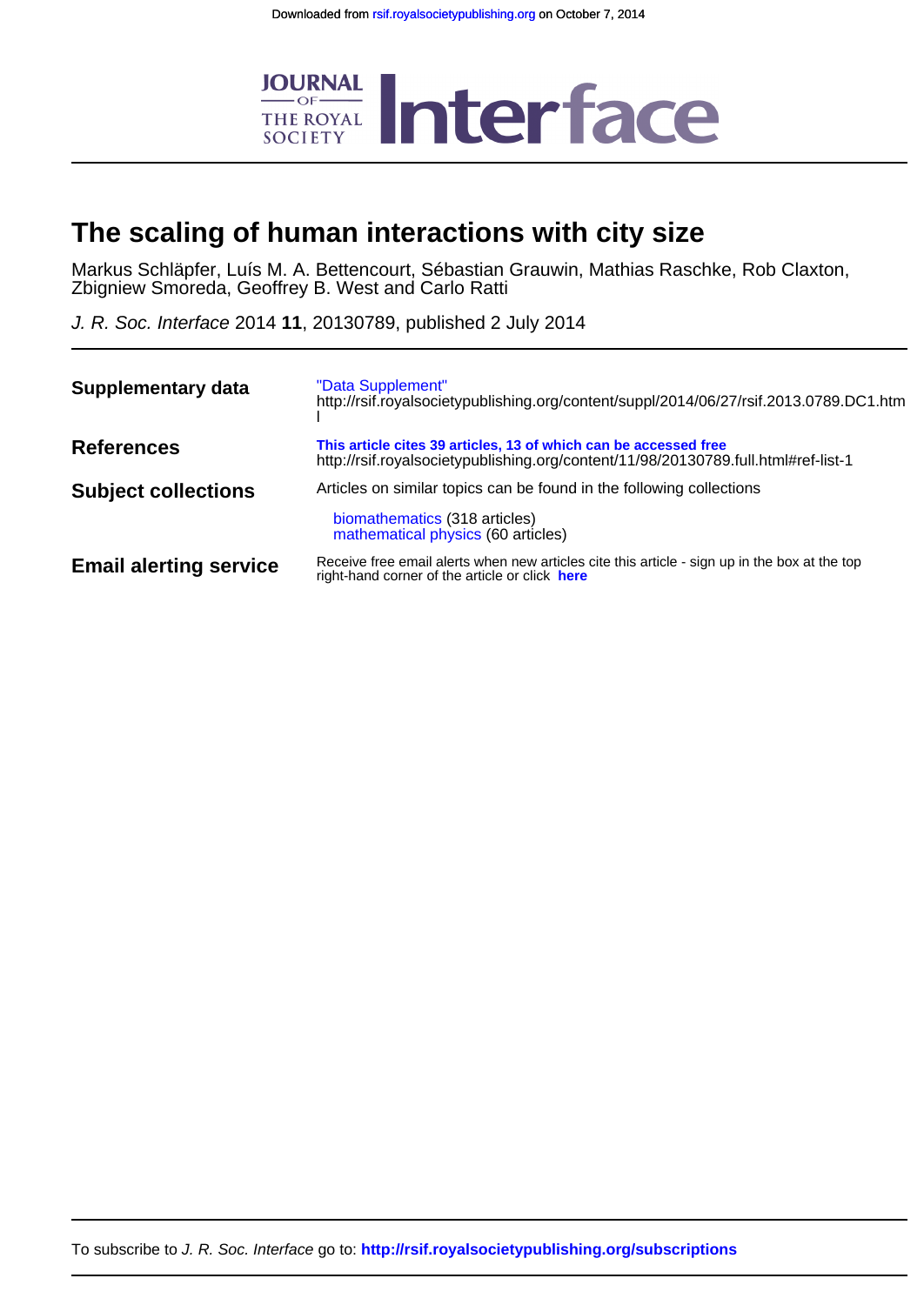Downloaded from rsif.royalsocietypublishing.org on October 7, 2014

# The scaling of human interactions with city size

Markus Schläpfer, Luís M. A. Bettencourt, Sébastian Grauwin, Mathias Raschke, Rob Claxton, Zbigniew Smoreda, Geoffrey B. West and Carlo Ratti

*J. R. Soc. Interface* 2014 **11**, 20130789, published 2 July 2014

| | |
|---|---|
| **Supplementary data** | "Data Supplement" http://rsif.royalsocietypublishing.org/content/suppl/2014/06/27/rsif.2013.0789.DC1.html |
| **References** | **This article cites 39 articles, 13 of which can be accessed free** http://rsif.royalsocietypublishing.org/content/11/98/20130789.full.html#ref-list-1 |
| **Subject collections** | Articles on similar topics can be found in the following collections<br>biomathematics (318 articles)<br>mathematical physics (60 articles) |
| **Email alerting service** | Receive free email alerts when new articles cite this article - sign up in the box at the top right-hand corner of the article or click **here** |

To subscribe to *J. R. Soc. Interface* go to: **http://rsif.royalsocietypublishing.org/subscriptions**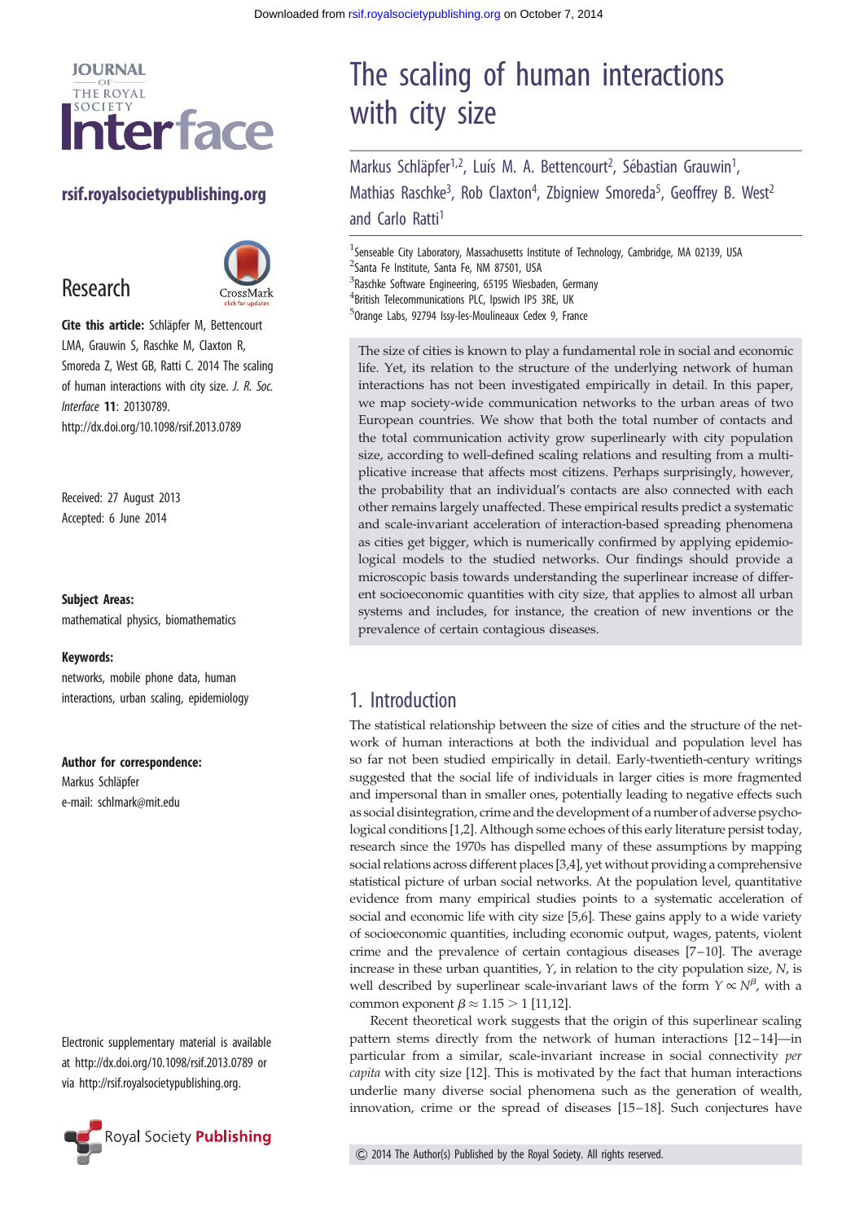# The scaling of human interactions with city size

Markus Schläpfer[1,2], Luís M. A. Bettencourt[2], Sébastian Grauwin[1], Mathias Raschke[3], Rob Claxton[4], Zbigniew Smoreda[5], Geoffrey B. West[2] and Carlo Ratti[1]

[1]Senseable City Laboratory, Massachusetts Institute of Technology, Cambridge, MA 02139, USA
[2]Santa Fe Institute, Santa Fe, NM 87501, USA
[3]Raschke Software Engineering, 65195 Wiesbaden, Germany
[4]British Telecommunications PLC, Ipswich IP5 3RE, UK
[5]Orange Labs, 92794 Issy-les-Moulineaux Cedex 9, France

## Research

**Cite this article:** Schläpfer M, Bettencourt LMA, Grauwin S, Raschke M, Claxton R, Smoreda Z, West GB, Ratti C. 2014 The scaling of human interactions with city size. *J. R. Soc. Interface* **11**: 20130789.
http://dx.doi.org/10.1098/rsif.2013.0789

Received: 27 August 2013
Accepted: 6 June 2014

**Subject Areas:**
mathematical physics, biomathematics

**Keywords:**
networks, mobile phone data, human interactions, urban scaling, epidemiology

**Author for correspondence:**
Markus Schläpfer
e-mail: schlmark@mit.edu

Electronic supplementary material is available at http://dx.doi.org/10.1098/rsif.2013.0789 or via http://rsif.royalsocietypublishing.org.

The size of cities is known to play a fundamental role in social and economic life. Yet, its relation to the structure of the underlying network of human interactions has not been investigated empirically in detail. In this paper, we map society-wide communication networks to the urban areas of two European countries. We show that both the total number of contacts and the total communication activity grow superlinearly with city population size, according to well-defined scaling relations and resulting from a multiplicative increase that affects most citizens. Perhaps surprisingly, however, the probability that an individual's contacts are also connected with each other remains largely unaffected. These empirical results predict a systematic and scale-invariant acceleration of interaction-based spreading phenomena as cities get bigger, which is numerically confirmed by applying epidemiological models to the studied networks. Our findings should provide a microscopic basis towards understanding the superlinear increase of different socioeconomic quantities with city size, that applies to almost all urban systems and includes, for instance, the creation of new inventions or the prevalence of certain contagious diseases.

## 1. Introduction

The statistical relationship between the size of cities and the structure of the network of human interactions at both the individual and population level has so far not been studied empirically in detail. Early-twentieth-century writings suggested that the social life of individuals in larger cities is more fragmented and impersonal than in smaller ones, potentially leading to negative effects such as social disintegration, crime and the development of a number of adverse psychological conditions [1,2]. Although some echoes of this early literature persist today, research since the 1970s has dispelled many of these assumptions by mapping social relations across different places [3,4], yet without providing a comprehensive statistical picture of urban social networks. At the population level, quantitative evidence from many empirical studies points to a systematic acceleration of social and economic life with city size [5,6]. These gains apply to a wide variety of socioeconomic quantities, including economic output, wages, patents, violent crime and the prevalence of certain contagious diseases [7–10]. The average increase in these urban quantities, $Y$, in relation to the city population size, $N$, is well described by superlinear scale-invariant laws of the form $Y \propto N^{\beta}$, with a common exponent $\beta \approx 1.15 > 1$ [11,12].

Recent theoretical work suggests that the origin of this superlinear scaling pattern stems directly from the network of human interactions [12–14]—in particular from a similar, scale-invariant increase in social connectivity *per capita* with city size [12]. This is motivated by the fact that human interactions underlie many diverse social phenomena such as the generation of wealth, innovation, crime or the spread of diseases [15–18]. Such conjectures have

© 2014 The Author(s) Published by the Royal Society. All rights reserved.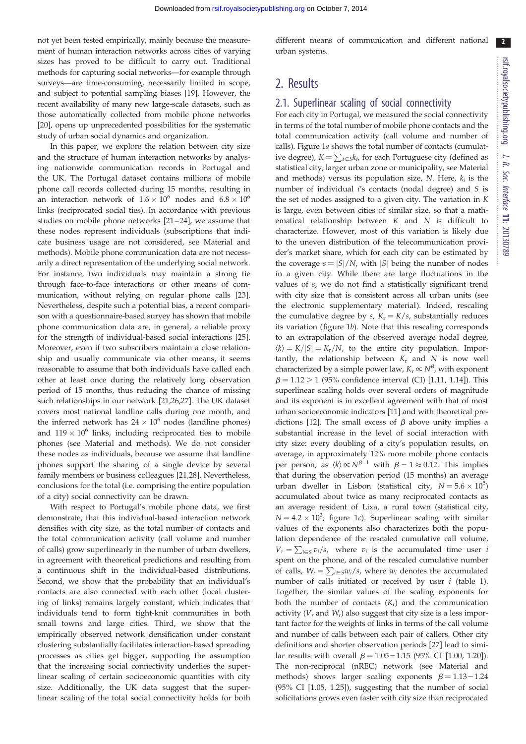not yet been tested empirically, mainly because the measurement of human interaction networks across cities of varying sizes has proved to be difficult to carry out. Traditional methods for capturing social networks—for example through surveys—are time-consuming, necessarily limited in scope, and subject to potential sampling biases [19]. However, the recent availability of many new large-scale datasets, such as those automatically collected from mobile phone networks [20], opens up unprecedented possibilities for the systematic study of urban social dynamics and organization.

In this paper, we explore the relation between city size and the structure of human interaction networks by analysing nationwide communication records in Portugal and the UK. The Portugal dataset contains millions of mobile phone call records collected during 15 months, resulting in an interaction network of $1.6 \times 10^6$ nodes and $6.8 \times 10^6$ links (reciprocated ties). In accordance with previous studies on mobile phone networks [21–24], we assume that these nodes represent individuals (subscriptions that indicate business usage are not considered, see Material and methods). Mobile phone communication data are not necessarily a direct representation of the underlying social network. For instance, two individuals may maintain a strong tie through face-to-face interactions or other means of communication, without relying on regular phone calls [23]. Nevertheless, despite such a potential bias, a recent comparison with a questionnaire-based survey has shown that mobile phone communication data are, in general, a reliable proxy for the strength of individual-based social interactions [25]. Moreover, even if two subscribers maintain a close relationship and usually communicate via other means, it seems reasonable to assume that both individuals have called each other at least once during the relatively long observation period of 15 months, thus reducing the chance of missing such relationships in our network [21,26,27]. The UK dataset covers most national landline calls during one month, and the inferred network has $24 \times 10^6$ nodes (landline phones) and $119 \times 10^6$ links, including reciprocated ties to mobile phones (see Material and methods). We do not consider these nodes as individuals, because we assume that landline phones support the sharing of a single device by several family members or business colleagues [21,28]. Nevertheless, conclusions for the total (i.e. comprising the entire population of a city) social connectivity can be drawn.

With respect to Portugal's mobile phone data, we first demonstrate, that this individual-based interaction network densifies with city size, as the total number of contacts and the total communication activity (call volume and number of calls) grow superlinearly in the number of urban dwellers, in agreement with theoretical predictions and resulting from a continuous shift in the individual-based distributions. Second, we show that the probability that an individual's contacts are also connected with each other (local clustering of links) remains largely constant, which indicates that individuals tend to form tight-knit communities in both small towns and large cities. Third, we show that the empirically observed network densification under constant clustering substantially facilitates interaction-based spreading processes as cities get bigger, supporting the assumption that the increasing social connectivity underlies the superlinear scaling of certain socioeconomic quantities with city size. Additionally, the UK data suggest that the superlinear scaling of the total social connectivity holds for both different means of communication and different national urban systems.

## 2. Results

### 2.1. Superlinear scaling of social connectivity

For each city in Portugal, we measured the social connectivity in terms of the total number of mobile phone contacts and the total communication activity (call volume and number of calls). Figure 1*a* shows the total number of contacts (cumulative degree), $K = \sum_{i \in S} k_i$, for each Portuguese city (defined as statistical city, larger urban zone or municipality, see Material and methods) versus its population size, $N$. Here, $k_i$ is the number of individual $i$'s contacts (nodal degree) and $S$ is the set of nodes assigned to a given city. The variation in $K$ is large, even between cities of similar size, so that a mathematical relationship between $K$ and $N$ is difficult to characterize. However, most of this variation is likely due to the uneven distribution of the telecommunication provider's market share, which for each city can be estimated by the coverage $s = |S|/N$, with $|S|$ being the number of nodes in a given city. While there are large fluctuations in the values of $s$, we do not find a statistically significant trend with city size that is consistent across all urban units (see the electronic supplementary material). Indeed, rescaling the cumulative degree by $s$, $K_r = K/s$, substantially reduces its variation (figure 1*b*). Note that this rescaling corresponds to an extrapolation of the observed average nodal degree, $\langle k \rangle = K/|S| = K_r/N$, to the entire city population. Importantly, the relationship between $K_r$ and $N$ is now well characterized by a simple power law, $K_r \propto N^{\beta}$, with exponent $\beta = 1.12 > 1$ (95% confidence interval (CI) [1.11, 1.14]). This superlinear scaling holds over several orders of magnitude and its exponent is in excellent agreement with that of most urban socioeconomic indicators [11] and with theoretical predictions [12]. The small excess of $\beta$ above unity implies a substantial increase in the level of social interaction with city size: every doubling of a city's population results, on average, in approximately 12% more mobile phone contacts per person, as $\langle k \rangle \propto N^{\beta-1}$ with $\beta - 1 \approx 0.12$. This implies that during the observation period (15 months) an average urban dweller in Lisbon (statistical city, $N = 5.6 \times 10^5$) accumulated about twice as many reciprocated contacts as an average resident of Lixa, a rural town (statistical city, $N = 4.2 \times 10^3$; figure 1*c*). Superlinear scaling with similar values of the exponents also characterizes both the population dependence of the rescaled cumulative call volume, $V_r = \sum_{i \in S} v_i/s$, where $v_i$ is the accumulated time user $i$ spent on the phone, and of the rescaled cumulative number of calls, $W_r = \sum_{i \in S} w_i/s$, where $w_i$ denotes the accumulated number of calls initiated or received by user $i$ (table 1). Together, the similar values of the scaling exponents for both the number of contacts ($K_r$) and the communication activity ($V_r$ and $W_r$) also suggest that city size is a less important factor for the weights of links in terms of the call volume and number of calls between each pair of callers. Other city definitions and shorter observation periods [27] lead to similar results with overall $\beta = 1.05-1.15$ (95% CI [1.00, 1.20]). The non-reciprocal (nREC) network (see Material and methods) shows larger scaling exponents $\beta = 1.13-1.24$ (95% CI [1.05, 1.25]), suggesting that the number of social solicitations grows even faster with city size than reciprocated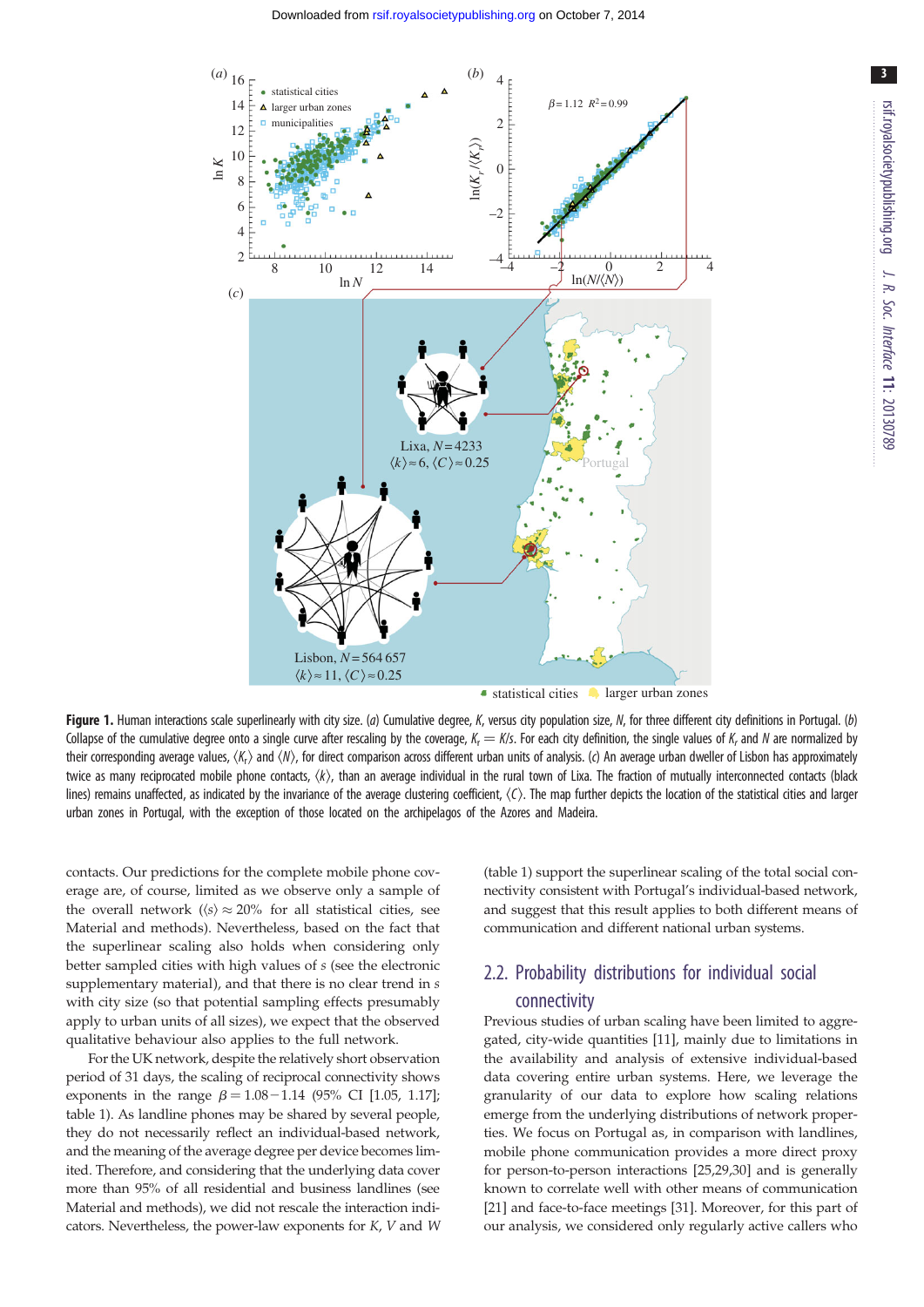**Figure 1.** Human interactions scale superlinearly with city size. (*a*) Cumulative degree, $K$, versus city population size, $N$, for three different city definitions in Portugal. (*b*) Collapse of the cumulative degree onto a single curve after rescaling by the coverage, $K_r = K/s$. For each city definition, the single values of $K_r$ and $N$ are normalized by their corresponding average values, $\langle K_r \rangle$ and $\langle N \rangle$, for direct comparison across different urban units of analysis. (*c*) An average urban dweller of Lisbon has approximately twice as many reciprocated mobile phone contacts, $\langle k \rangle$, than an average individual in the rural town of Lixa. The fraction of mutually interconnected contacts (black lines) remains unaffected, as indicated by the invariance of the average clustering coefficient, $\langle C \rangle$. The map further depicts the location of the statistical cities and larger urban zones in Portugal, with the exception of those located on the archipelagos of the Azores and Madeira.

contacts. Our predictions for the complete mobile phone coverage are, of course, limited as we observe only a sample of the overall network ($\langle s \rangle \approx 20\%$ for all statistical cities, see Material and methods). Nevertheless, based on the fact that the superlinear scaling also holds when considering only better sampled cities with high values of $s$ (see the electronic supplementary material), and that there is no clear trend in $s$ with city size (so that potential sampling effects presumably apply to urban units of all sizes), we expect that the observed qualitative behaviour also applies to the full network.

For the UK network, despite the relatively short observation period of 31 days, the scaling of reciprocal connectivity shows exponents in the range $\beta = 1.08 - 1.14$ (95% CI [1.05, 1.17]; table 1). As landline phones may be shared by several people, they do not necessarily reflect an individual-based network, and the meaning of the average degree per device becomes limited. Therefore, and considering that the underlying data cover more than 95% of all residential and business landlines (see Material and methods), we did not rescale the interaction indicators. Nevertheless, the power-law exponents for $K$, $V$ and $W$ (table 1) support the superlinear scaling of the total social connectivity consistent with Portugal's individual-based network, and suggest that this result applies to both different means of communication and different national urban systems.

## 2.2. Probability distributions for individual social connectivity

Previous studies of urban scaling have been limited to aggregated, city-wide quantities [11], mainly due to limitations in the availability and analysis of extensive individual-based data covering entire urban systems. Here, we leverage the granularity of our data to explore how scaling relations emerge from the underlying distributions of network properties. We focus on Portugal as, in comparison with landlines, mobile phone communication provides a more direct proxy for person-to-person interactions [25,29,30] and is generally known to correlate well with other means of communication [21] and face-to-face meetings [31]. Moreover, for this part of our analysis, we considered only regularly active callers who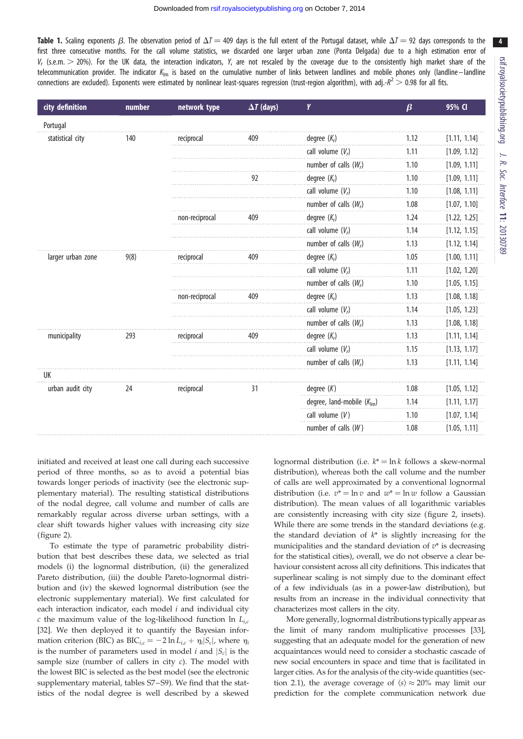**Table 1.** Scaling exponents $\beta$. The observation period of $\Delta T = 409$ days is the full extent of the Portugal dataset, while $\Delta T = 92$ days corresponds to the first three consecutive months. For the call volume statistics, we discarded one larger urban zone (Ponta Delgada) due to a high estimation error of $V_r$ (s.e.m. > 20%). For the UK data, the interaction indicators, $Y$, are not rescaled by the coverage due to the consistently high market share of the telecommunication provider. The indicator $K_{lm}$ is based on the cumulative number of links between landlines and mobile phones only (landline–landline connections are excluded). Exponents were estimated by nonlinear least-squares regression (trust-region algorithm), with adj.-$R^2 > 0.98$ for all fits.

| city definition | number | network type | $\Delta T$ (days) | $Y$ | $\beta$ | 95% CI |
|---|---|---|---|---|---|---|
| Portugal | | | | | | |
| statistical city | 140 | reciprocal | 409 | degree ($K_r$) | 1.12 | [1.11, 1.14] |
| | | | | call volume ($V_r$) | 1.11 | [1.09, 1.12] |
| | | | | number of calls ($W_r$) | 1.10 | [1.09, 1.11] |
| | | | 92 | degree ($K_r$) | 1.10 | [1.09, 1.11] |
| | | | | call volume ($V_r$) | 1.10 | [1.08, 1.11] |
| | | | | number of calls ($W_r$) | 1.08 | [1.07, 1.10] |
| | | non-reciprocal | 409 | degree ($K_r$) | 1.24 | [1.22, 1.25] |
| | | | | call volume ($V_r$) | 1.14 | [1.12, 1.15] |
| | | | | number of calls ($W_r$) | 1.13 | [1.12, 1.14] |
| larger urban zone | 9(8) | reciprocal | 409 | degree ($K_r$) | 1.05 | [1.00, 1.11] |
| | | | | call volume ($V_r$) | 1.11 | [1.02, 1.20] |
| | | | | number of calls ($W_r$) | 1.10 | [1.05, 1.15] |
| | | non-reciprocal | 409 | degree ($K_r$) | 1.13 | [1.08, 1.18] |
| | | | | call volume ($V_r$) | 1.14 | [1.05, 1.23] |
| | | | | number of calls ($W_r$) | 1.13 | [1.08, 1.18] |
| municipality | 293 | reciprocal | 409 | degree ($K_r$) | 1.13 | [1.11, 1.14] |
| | | | | call volume ($V_r$) | 1.15 | [1.13, 1.17] |
| | | | | number of calls ($W_r$) | 1.13 | [1.11, 1.14] |
| UK | | | | | | |
| urban audit city | 24 | reciprocal | 31 | degree ($K$) | 1.08 | [1.05, 1.12] |
| | | | | degree, land-mobile ($K_{lm}$) | 1.14 | [1.11, 1.17] |
| | | | | call volume ($V$) | 1.10 | [1.07, 1.14] |
| | | | | number of calls ($W$) | 1.08 | [1.05, 1.11] |

initiated and received at least one call during each successive period of three months, so as to avoid a potential bias towards longer periods of inactivity (see the electronic supplementary material). The resulting statistical distributions of the nodal degree, call volume and number of calls are remarkably regular across diverse urban settings, with a clear shift towards higher values with increasing city size (figure 2).

To estimate the type of parametric probability distribution that best describes these data, we selected as trial models (i) the lognormal distribution, (ii) the generalized Pareto distribution, (iii) the double Pareto-lognormal distribution and (iv) the skewed lognormal distribution (see the electronic supplementary material). We first calculated for each interaction indicator, each model $i$ and individual city $c$ the maximum value of the log-likelihood function $\ln L_{i,c}$ [32]. We then deployed it to quantify the Bayesian information criterion (BIC) as $\text{BIC}_{i,c} = -2\ln L_{i,c} + \eta_i |S_c|$, where $\eta_i$ is the number of parameters used in model $i$ and $|S_c|$ is the sample size (number of callers in city $c$). The model with the lowest BIC is selected as the best model (see the electronic supplementary material, tables S7–S9). We find that the statistics of the nodal degree is well described by a skewed lognormal distribution (i.e. $k^* = \ln k$ follows a skew-normal distribution), whereas both the call volume and the number of calls are well approximated by a conventional lognormal distribution (i.e. $v^* = \ln v$ and $w^* = \ln w$ follow a Gaussian distribution). The mean values of all logarithmic variables are consistently increasing with city size (figure 2, insets). While there are some trends in the standard deviations (e.g. the standard deviation of $k^*$ is slightly increasing for the municipalities and the standard deviation of $v^*$ is decreasing for the statistical cities), overall, we do not observe a clear behaviour consistent across all city definitions. This indicates that superlinear scaling is not simply due to the dominant effect of a few individuals (as in a power-law distribution), but results from an increase in the individual connectivity that characterizes most callers in the city.

More generally, lognormal distributions typically appear as the limit of many random multiplicative processes [33], suggesting that an adequate model for the generation of new acquaintances would need to consider a stochastic cascade of new social encounters in space and time that is facilitated in larger cities. As for the analysis of the city-wide quantities (section 2.1), the average coverage of $\langle s \rangle \approx 20\%$ may limit our prediction for the complete communication network due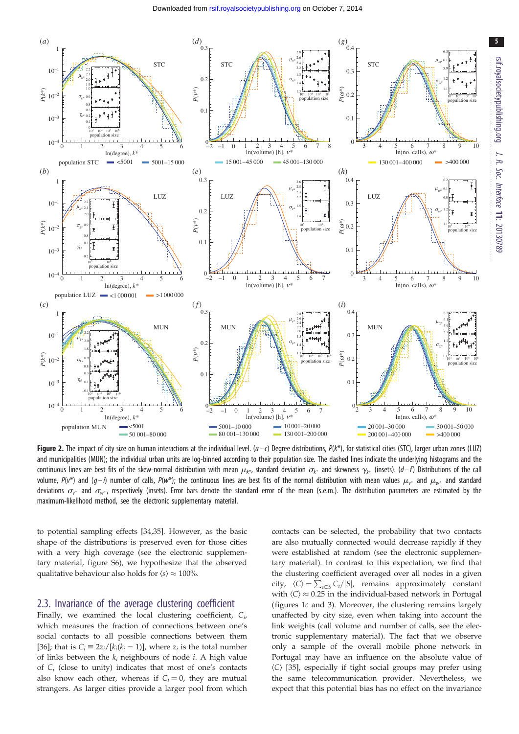**Figure 2.** The impact of city size on human interactions at the individual level. (*a–c*) Degree distributions, $P(k^*)$, for statistical cities (STC), larger urban zones (LUZ) and municipalities (MUN); the individual urban units are log-binned according to their population size. The dashed lines indicate the underlying histograms and the continuous lines are best fits of the skew-normal distribution with mean $\mu_{k^*}$, standard deviation $\sigma_{k^*}$ and skewness $\gamma_{k^*}$ (insets). (*d–f*) Distributions of the call volume, $P(v^*)$ and (*g–i*) number of calls, $P(w^*)$; the continuous lines are best fits of the normal distribution with mean values $\mu_{v^*}$ and $\mu_{w^*}$ and standard deviations $\sigma_{v^*}$ and $\sigma_{w^*}$, respectively (insets). Error bars denote the standard error of the mean (s.e.m.). The distribution parameters are estimated by the maximum-likelihood method, see the electronic supplementary material.

to potential sampling effects [34,35]. However, as the basic shape of the distributions is preserved even for those cities with a very high coverage (see the electronic supplementary material, figure S6), we hypothesize that the observed qualitative behaviour also holds for $\langle s \rangle \approx 100\%$.

## 2.3. Invariance of the average clustering coefficient

Finally, we examined the local clustering coefficient, $C_i$, which measures the fraction of connections between one's social contacts to all possible connections between them [36]; that is $C_i \equiv 2z_i/[k_i(k_i - 1)]$, where $z_i$ is the total number of links between the $k_i$ neighbours of node $i$. A high value of $C_i$ (close to unity) indicates that most of one's contacts also know each other, whereas if $C_i = 0$, they are mutual strangers. As larger cities provide a larger pool from which contacts can be selected, the probability that two contacts are also mutually connected would decrease rapidly if they were established at random (see the electronic supplementary material). In contrast to this expectation, we find that the clustering coefficient averaged over all nodes in a given city, $\langle C \rangle = \sum_{i \in S} C_i/|S|$, remains approximately constant with $\langle C \rangle \approx 0.25$ in the individual-based network in Portugal (figures 1*c* and 3). Moreover, the clustering remains largely unaffected by city size, even when taking into account the link weights (call volume and number of calls, see the electronic supplementary material). The fact that we observe only a sample of the overall mobile phone network in Portugal may have an influence on the absolute value of $\langle C \rangle$ [35], especially if tight social groups may prefer using the same telecommunication provider. Nevertheless, we expect that this potential bias has no effect on the invariance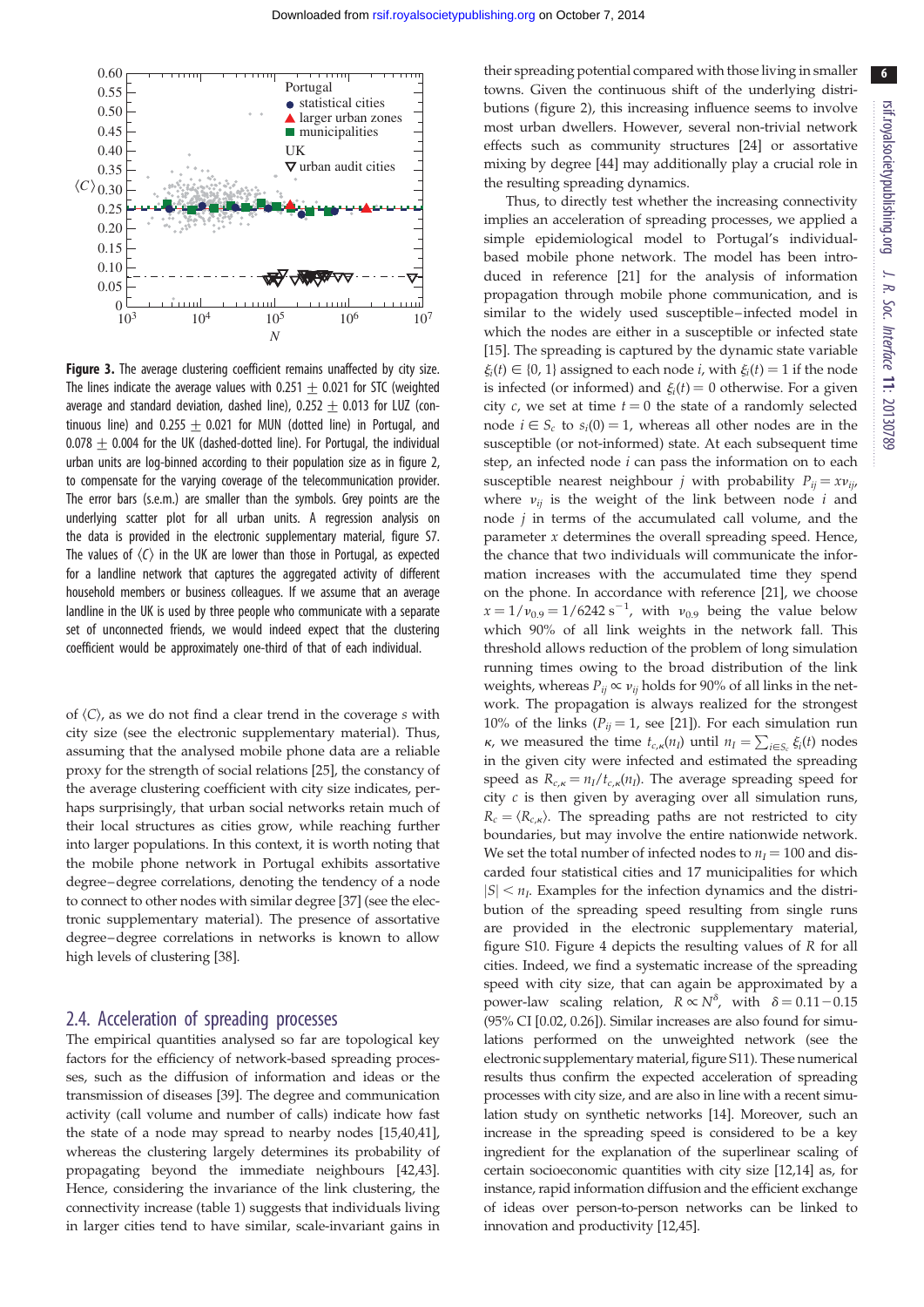**Figure 3.** The average clustering coefficient remains unaffected by city size. The lines indicate the average values with $0.251 \pm 0.021$ for STC (weighted average and standard deviation, dashed line), $0.252 \pm 0.013$ for LUZ (continuous line) and $0.255 \pm 0.021$ for MUN (dotted line) in Portugal, and $0.078 \pm 0.004$ for the UK (dashed-dotted line). For Portugal, the individual urban units are log-binned according to their population size as in figure 2, to compensate for the varying coverage of the telecommunication provider. The error bars (s.e.m.) are smaller than the symbols. Grey points are the underlying scatter plot for all urban units. A regression analysis on the data is provided in the electronic supplementary material, figure S7. The values of $\langle C \rangle$ in the UK are lower than those in Portugal, as expected for a landline network that captures the aggregated activity of different household members or business colleagues. If we assume that an average landline in the UK is used by three people who communicate with a separate set of unconnected friends, we would indeed expect that the clustering coefficient would be approximately one-third of that of each individual.

of $\langle C \rangle$, as we do not find a clear trend in the coverage $s$ with city size (see the electronic supplementary material). Thus, assuming that the analysed mobile phone data are a reliable proxy for the strength of social relations [25], the constancy of the average clustering coefficient with city size indicates, perhaps surprisingly, that urban social networks retain much of their local structures as cities grow, while reaching further into larger populations. In this context, it is worth noting that the mobile phone network in Portugal exhibits assortative degree–degree correlations, denoting the tendency of a node to connect to other nodes with similar degree [37] (see the electronic supplementary material). The presence of assortative degree–degree correlations in networks is known to allow high levels of clustering [38].

## 2.4. Acceleration of spreading processes

The empirical quantities analysed so far are topological key factors for the efficiency of network-based spreading processes, such as the diffusion of information and ideas or the transmission of diseases [39]. The degree and communication activity (call volume and number of calls) indicate how fast the state of a node may spread to nearby nodes [15,40,41], whereas the clustering largely determines its probability of propagating beyond the immediate neighbours [42,43]. Hence, considering the invariance of the link clustering, the connectivity increase (table 1) suggests that individuals living in larger cities tend to have similar, scale-invariant gains in their spreading potential compared with those living in smaller towns. Given the continuous shift of the underlying distributions (figure 2), this increasing influence seems to involve most urban dwellers. However, several non-trivial network effects such as community structures [24] or assortative mixing by degree [44] may additionally play a crucial role in the resulting spreading dynamics.

Thus, to directly test whether the increasing connectivity implies an acceleration of spreading processes, we applied a simple epidemiological model to Portugal's individual-based mobile phone network. The model has been introduced in reference [21] for the analysis of information propagation through mobile phone communication, and is similar to the widely used susceptible–infected model in which the nodes are either in a susceptible or infected state [15]. The spreading is captured by the dynamic state variable $\xi_i(t) \in \{0, 1\}$ assigned to each node $i$, with $\xi_i(t) = 1$ if the node is infected (or informed) and $\xi_i(t) = 0$ otherwise. For a given city $c$, we set at time $t = 0$ the state of a randomly selected node $i \in S_c$ to $s_i(0) = 1$, whereas all other nodes are in the susceptible (or not-informed) state. At each subsequent time step, an infected node $i$ can pass the information on to each susceptible nearest neighbour $j$ with probability $P_{ij} = x v_{ij}$, where $v_{ij}$ is the weight of the link between node $i$ and node $j$ in terms of the accumulated call volume, and the parameter $x$ determines the overall spreading speed. Hence, the chance that two individuals will communicate the information increases with the accumulated time they spend on the phone. In accordance with reference [21], we choose $x = 1/v_{0.9} = 1/6242\ \mathrm{s}^{-1}$, with $v_{0.9}$ being the value below which 90% of all link weights in the network fall. This threshold allows reduction of the problem of long simulation running times owing to the broad distribution of the link weights, whereas $P_{ij} \propto v_{ij}$ holds for 90% of all links in the network. The propagation is always realized for the strongest 10% of the links ($P_{ij} = 1$, see [21]). For each simulation run $\kappa$, we measured the time $t_{c,\kappa}(n_I)$ until $n_I = \sum_{i \in S_c} \xi_i(t)$ nodes in the given city were infected and estimated the spreading speed as $R_{c,\kappa} = n_I / t_{c,\kappa}(n_I)$. The average spreading speed for city $c$ is then given by averaging over all simulation runs, $R_c = \langle R_{c,\kappa} \rangle$. The spreading paths are not restricted to city boundaries, but may involve the entire nationwide network. We set the total number of infected nodes to $n_I = 100$ and discarded four statistical cities and 17 municipalities for which $|S| < n_I$. Examples for the infection dynamics and the distribution of the spreading speed resulting from single runs are provided in the electronic supplementary material, figure S10. Figure 4 depicts the resulting values of $R$ for all cities. Indeed, we find a systematic increase of the spreading speed with city size, that can again be approximated by a power-law scaling relation, $R \propto N^{\delta}$, with $\delta = 0.11 - 0.15$ (95% CI [0.02, 0.26]). Similar increases are also found for simulations performed on the unweighted network (see the electronic supplementary material, figure S11). These numerical results thus confirm the expected acceleration of spreading processes with city size, and are also in line with a recent simulation study on synthetic networks [14]. Moreover, such an increase in the spreading speed is considered to be a key ingredient for the explanation of the superlinear scaling of certain socioeconomic quantities with city size [12,14] as, for instance, rapid information diffusion and the efficient exchange of ideas over person-to-person networks can be linked to innovation and productivity [12,45].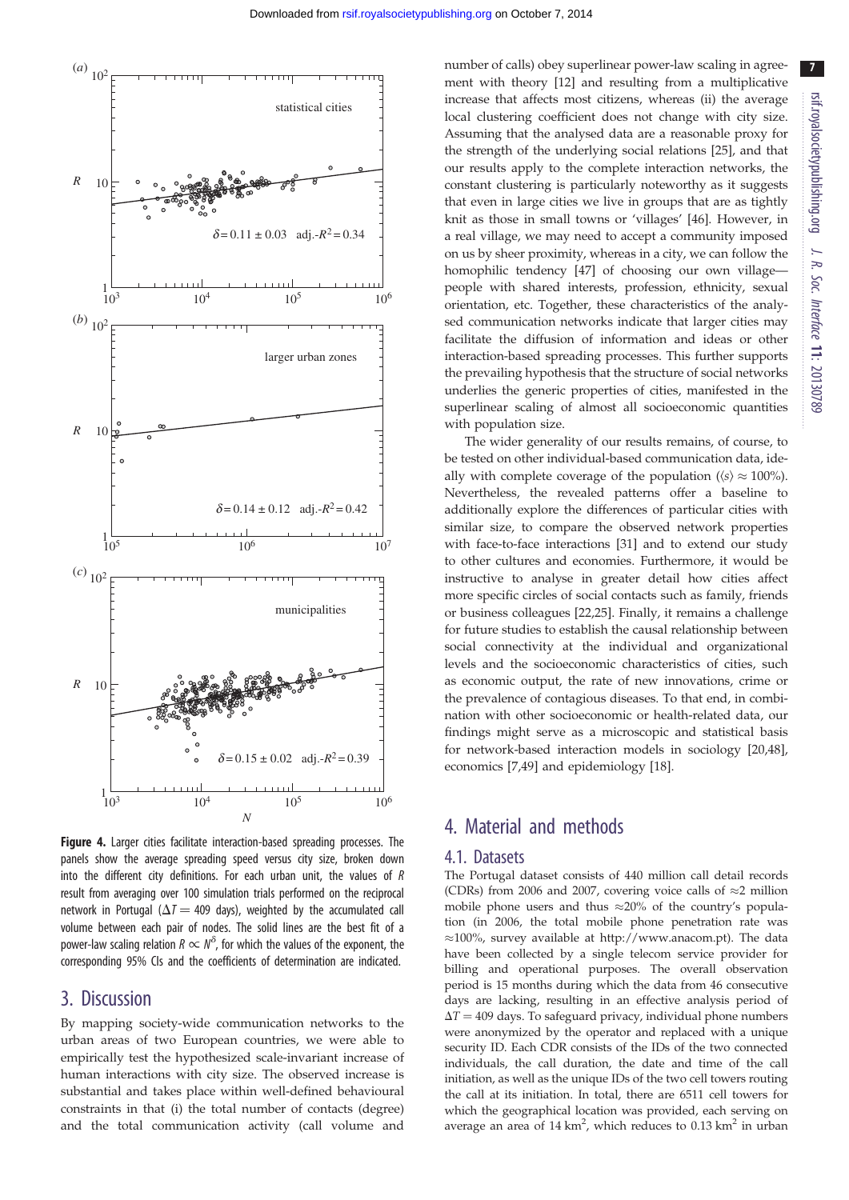Figure 4. Larger cities facilitate interaction-based spreading processes. The panels show the average spreading speed versus city size, broken down into the different city definitions. For each urban unit, the values of $R$ result from averaging over 100 simulation trials performed on the reciprocal network in Portugal ($\Delta T = 409$ days), weighted by the accumulated call volume between each pair of nodes. The solid lines are the best fit of a power-law scaling relation $R \propto N^{\delta}$, for which the values of the exponent, the corresponding 95% CIs and the coefficients of determination are indicated.

## 3. Discussion

By mapping society-wide communication networks to the urban areas of two European countries, we were able to empirically test the hypothesized scale-invariant increase of human interactions with city size. The observed increase is substantial and takes place within well-defined behavioural constraints in that (i) the total number of contacts (degree) and the total communication activity (call volume and number of calls) obey superlinear power-law scaling in agreement with theory [12] and resulting from a multiplicative increase that affects most citizens, whereas (ii) the average local clustering coefficient does not change with city size. Assuming that the analysed data are a reasonable proxy for the strength of the underlying social relations [25], and that our results apply to the complete interaction networks, the constant clustering is particularly noteworthy as it suggests that even in large cities we live in groups that are as tightly knit as those in small towns or 'villages' [46]. However, in a real village, we may need to accept a community imposed on us by sheer proximity, whereas in a city, we can follow the homophilic tendency [47] of choosing our own village—people with shared interests, profession, ethnicity, sexual orientation, etc. Together, these characteristics of the analysed communication networks indicate that larger cities may facilitate the diffusion of information and ideas or other interaction-based spreading processes. This further supports the prevailing hypothesis that the structure of social networks underlies the generic properties of cities, manifested in the superlinear scaling of almost all socioeconomic quantities with population size.

The wider generality of our results remains, of course, to be tested on other individual-based communication data, ideally with complete coverage of the population ($\langle s \rangle \approx 100\%$). Nevertheless, the revealed patterns offer a baseline to additionally explore the differences of particular cities with similar size, to compare the observed network properties with face-to-face interactions [31] and to extend our study to other cultures and economies. Furthermore, it would be instructive to analyse in greater detail how cities affect more specific circles of social contacts such as family, friends or business colleagues [22,25]. Finally, it remains a challenge for future studies to establish the causal relationship between social connectivity at the individual and organizational levels and the socioeconomic characteristics of cities, such as economic output, the rate of new innovations, crime or the prevalence of contagious diseases. To that end, in combination with other socioeconomic or health-related data, our findings might serve as a microscopic and statistical basis for network-based interaction models in sociology [20,48], economics [7,49] and epidemiology [18].

## 4. Material and methods

### 4.1. Datasets

The Portugal dataset consists of 440 million call detail records (CDRs) from 2006 and 2007, covering voice calls of ≈2 million mobile phone users and thus ≈20% of the country's population (in 2006, the total mobile phone penetration rate was ≈100%, survey available at http://www.anacom.pt). The data have been collected by a single telecom service provider for billing and operational purposes. The overall observation period is 15 months during which the data from 46 consecutive days are lacking, resulting in an effective analysis period of $\Delta T = 409$ days. To safeguard privacy, individual phone numbers were anonymized by the operator and replaced with a unique security ID. Each CDR consists of the IDs of the two connected individuals, the call duration, the date and time of the call initiation, as well as the unique IDs of the two cell towers routing the call at its initiation. In total, there are 6511 cell towers for which the geographical location was provided, each serving on average an area of 14 km$^2$, which reduces to 0.13 km$^2$ in urban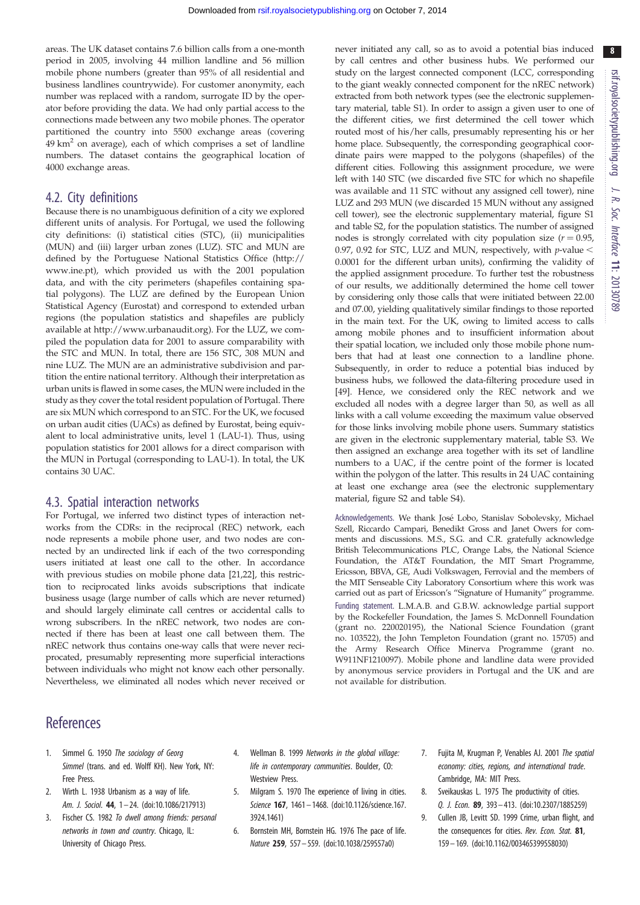areas. The UK dataset contains 7.6 billion calls from a one-month period in 2005, involving 44 million landline and 56 million mobile phone numbers (greater than 95% of all residential and business landlines countrywide). For customer anonymity, each number was replaced with a random, surrogate ID by the operator before providing the data. We had only partial access to the connections made between any two mobile phones. The operator partitioned the country into 5500 exchange areas (covering 49 km$^2$ on average), each of which comprises a set of landline numbers. The dataset contains the geographical location of 4000 exchange areas.

## 4.2. City definitions

Because there is no unambiguous definition of a city we explored different units of analysis. For Portugal, we used the following city definitions: (i) statistical cities (STC), (ii) municipalities (MUN) and (iii) larger urban zones (LUZ). STC and MUN are defined by the Portuguese National Statistics Office (http://www.ine.pt), which provided us with the 2001 population data, and with the city perimeters (shapefiles containing spatial polygons). The LUZ are defined by the European Union Statistical Agency (Eurostat) and correspond to extended urban regions (the population statistics and shapefiles are publicly available at http://www.urbanaudit.org). For the LUZ, we compiled the population data for 2001 to assure comparability with the STC and MUN. In total, there are 156 STC, 308 MUN and nine LUZ. The MUN are an administrative subdivision and partition the entire national territory. Although their interpretation as urban units is flawed in some cases, the MUN were included in the study as they cover the total resident population of Portugal. There are six MUN which correspond to an STC. For the UK, we focused on urban audit cities (UACs) as defined by Eurostat, being equivalent to local administrative units, level 1 (LAU-1). Thus, using population statistics for 2001 allows for a direct comparison with the MUN in Portugal (corresponding to LAU-1). In total, the UK contains 30 UAC.

## 4.3. Spatial interaction networks

For Portugal, we inferred two distinct types of interaction networks from the CDRs: in the reciprocal (REC) network, each node represents a mobile phone user, and two nodes are connected by an undirected link if each of the two corresponding users initiated at least one call to the other. In accordance with previous studies on mobile phone data [21,22], this restriction to reciprocated links avoids subscriptions that indicate business usage (large number of calls which are never returned) and should largely eliminate call centres or accidental calls to wrong subscribers. In the nREC network, two nodes are connected if there has been at least one call between them. The nREC network thus contains one-way calls that were never reciprocated, presumably representing more superficial interactions between individuals who might not know each other personally. Nevertheless, we eliminated all nodes which never received or never initiated any call, so as to avoid a potential bias induced by call centres and other business hubs. We performed our study on the largest connected component (LCC, corresponding to the giant weakly connected component for the nREC network) extracted from both network types (see the electronic supplementary material, table S1). In order to assign a given user to one of the different cities, we first determined the cell tower which routed most of his/her calls, presumably representing his or her home place. Subsequently, the corresponding geographical coordinate pairs were mapped to the polygons (shapefiles) of the different cities. Following this assignment procedure, we were left with 140 STC (we discarded five STC for which no shapefile was available and 11 STC without any assigned cell tower), nine LUZ and 293 MUN (we discarded 15 MUN without any assigned cell tower), see the electronic supplementary material, figure S1 and table S2, for the population statistics. The number of assigned nodes is strongly correlated with city population size ($r = 0.95$, 0.97, 0.92 for STC, LUZ and MUN, respectively, with $p$-value $<$ 0.0001 for the different urban units), confirming the validity of the applied assignment procedure. To further test the robustness of our results, we additionally determined the home cell tower by considering only those calls that were initiated between 22.00 and 07.00, yielding qualitatively similar findings to those reported in the main text. For the UK, owing to limited access to calls among mobile phones and to insufficient information about their spatial location, we included only those mobile phone numbers that had at least one connection to a landline phone. Subsequently, in order to reduce a potential bias induced by business hubs, we followed the data-filtering procedure used in [49]. Hence, we considered only the REC network and we excluded all nodes with a degree larger than 50, as well as all links with a call volume exceeding the maximum value observed for those links involving mobile phone users. Summary statistics are given in the electronic supplementary material, table S3. We then assigned an exchange area together with its set of landline numbers to a UAC, if the centre point of the former is located within the polygon of the latter. This results in 24 UAC containing at least one exchange area (see the electronic supplementary material, figure S2 and table S4).

Acknowledgements. We thank José Lobo, Stanislav Sobolevsky, Michael Szell, Riccardo Campari, Benedikt Gross and Janet Owers for comments and discussions. M.S., S.G. and C.R. gratefully acknowledge British Telecommunications PLC, Orange Labs, the National Science Foundation, the AT&T Foundation, the MIT Smart Programme, Ericsson, BBVA, GE, Audi Volkswagen, Ferrovial and the members of the MIT Senseable City Laboratory Consortium where this work was carried out as part of Ericsson's "Signature of Humanity" programme.

Funding statement. L.M.A.B. and G.B.W. acknowledge partial support by the Rockefeller Foundation, the James S. McDonnell Foundation (grant no. 220020195), the National Science Foundation (grant no. 103522), the John Templeton Foundation (grant no. 15705) and the Army Research Office Minerva Programme (grant no. W911NF1210097). Mobile phone and landline data were provided by anonymous service providers in Portugal and the UK and are not available for distribution.

# References

1. Simmel G. 1950 *The sociology of Georg Simmel* (trans. and ed. Wolff KH). New York, NY: Free Press.
2. Wirth L. 1938 Urbanism as a way of life. *Am. J. Sociol.* **44**, 1–24. (doi:10.1086/217913)
3. Fischer CS. 1982 *To dwell among friends: personal networks in town and country*. Chicago, IL: University of Chicago Press.
4. Wellman B. 1999 *Networks in the global village: life in contemporary communities*. Boulder, CO: Westview Press.
5. Milgram S. 1970 The experience of living in cities. *Science* **167**, 1461–1468. (doi:10.1126/science.167.3924.1461)
6. Bornstein MH, Bornstein HG. 1976 The pace of life. *Nature* **259**, 557–559. (doi:10.1038/259557a0)
7. Fujita M, Krugman P, Venables AJ. 2001 *The spatial economy: cities, regions, and international trade*. Cambridge, MA: MIT Press.
8. Sveikauskas L. 1975 The productivity of cities. *Q. J. Econ.* **89**, 393–413. (doi:10.2307/1885259)
9. Cullen JB, Levitt SD. 1999 Crime, urban flight, and the consequences for cities. *Rev. Econ. Stat.* **81**, 159–169. (doi:10.1162/003465399558030)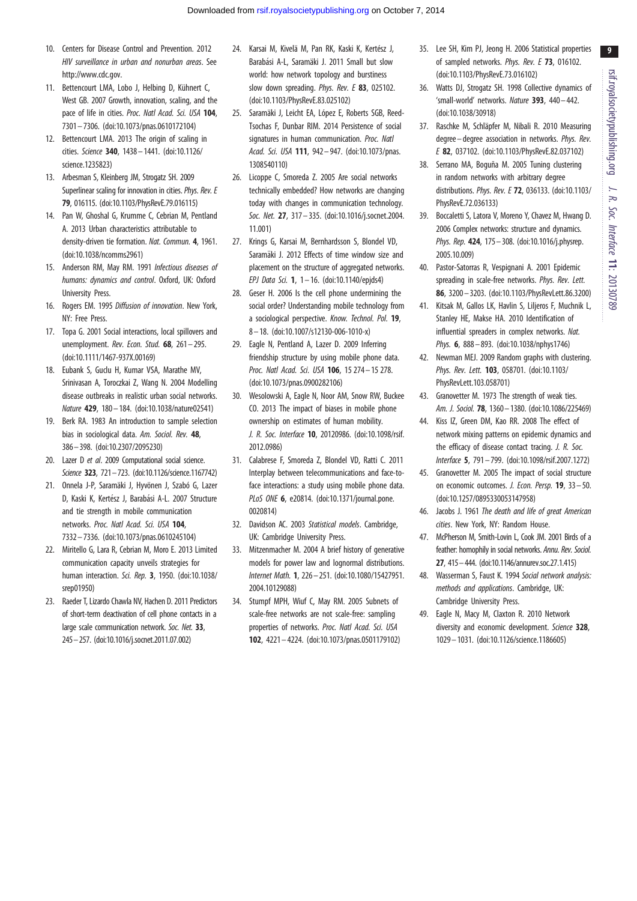10. Centers for Disease Control and Prevention. 2012 *HIV surveillance in urban and nonurban areas*. See http://www.cdc.gov.
11. Bettencourt LMA, Lobo J, Helbing D, Kühnert C, West GB. 2007 Growth, innovation, scaling, and the pace of life in cities. *Proc. Natl Acad. Sci. USA* **104**, 7301–7306. (doi:10.1073/pnas.0610172104)
12. Bettencourt LMA. 2013 The origin of scaling in cities. *Science* **340**, 1438–1441. (doi:10.1126/science.1235823)
13. Arbesman S, Kleinberg JM, Strogatz SH. 2009 Superlinear scaling for innovation in cities. *Phys. Rev. E* **79**, 016115. (doi:10.1103/PhysRevE.79.016115)
14. Pan W, Ghoshal G, Krumme C, Cebrian M, Pentland A. 2013 Urban characteristics attributable to density-driven tie formation. *Nat. Commun.* **4**, 1961. (doi:10.1038/ncomms2961)
15. Anderson RM, May RM. 1991 *Infectious diseases of humans: dynamics and control*. Oxford, UK: Oxford University Press.
16. Rogers EM. 1995 *Diffusion of innovation*. New York, NY: Free Press.
17. Topa G. 2001 Social interactions, local spillovers and unemployment. *Rev. Econ. Stud.* **68**, 261–295. (doi:10.1111/1467-937X.00169)
18. Eubank S, Guclu H, Kumar VSA, Marathe MV, Srinivasan A, Toroczkai Z, Wang N. 2004 Modelling disease outbreaks in realistic urban social networks. *Nature* **429**, 180–184. (doi:10.1038/nature02541)
19. Berk RA. 1983 An introduction to sample selection bias in sociological data. *Am. Sociol. Rev.* **48**, 386–398. (doi:10.2307/2095230)
20. Lazer D *et al.* 2009 Computational social science. *Science* **323**, 721–723. (doi:10.1126/science.1167742)
21. Onnela J-P, Saramäki J, Hyvönen J, Szabó G, Lazer D, Kaski K, Kertész J, Barabási A-L. 2007 Structure and tie strength in mobile communication networks. *Proc. Natl Acad. Sci. USA* **104**, 7332–7336. (doi:10.1073/pnas.0610245104)
22. Miritello G, Lara R, Cebrian M, Moro E. 2013 Limited communication capacity unveils strategies for human interaction. *Sci. Rep.* **3**, 1950. (doi:10.1038/srep01950)
23. Raeder T, Lizardo Chawla NV, Hachen D. 2011 Predictors of short-term deactivation of cell phone contacts in a large scale communication network. *Soc. Net.* **33**, 245–257. (doi:10.1016/j.socnet.2011.07.002)
24. Karsai M, Kivelä M, Pan RK, Kaski K, Kertész J, Barabási A-L, Saramäki J. 2011 Small but slow world: how network topology and burstiness slow down spreading. *Phys. Rev. E* **83**, 025102. (doi:10.1103/PhysRevE.83.025102)
25. Saramäki J, Leicht EA, López E, Roberts SGB, Reed-Tsochas F, Dunbar RIM. 2014 Persistence of social signatures in human communication. *Proc. Natl Acad. Sci. USA* **111**, 942–947. (doi:10.1073/pnas.1308540110)
26. Licoppe C, Smoreda Z. 2005 Are social networks technically embedded? How networks are changing today with changes in communication technology. *Soc. Net.* **27**, 317–335. (doi:10.1016/j.socnet.2004.11.001)
27. Krings G, Karsai M, Bernhardsson S, Blondel VD, Saramäki J. 2012 Effects of time window size and placement on the structure of aggregated networks. *EPJ Data Sci.* **1**, 1–16. (doi:10.1140/epjds4)
28. Geser H. 2006 Is the cell phone undermining the social order? Understanding mobile technology from a sociological perspective. *Know. Technol. Pol.* **19**, 8–18. (doi:10.1007/s12130-006-1010-x)
29. Eagle N, Pentland A, Lazer D. 2009 Inferring friendship structure by using mobile phone data. *Proc. Natl Acad. Sci. USA* **106**, 15 274–15 278. (doi:10.1073/pnas.0900282106)
30. Wesolowski A, Eagle N, Noor AM, Snow RW, Buckee CO. 2013 The impact of biases in mobile phone ownership on estimates of human mobility. *J. R. Soc. Interface* **10**, 20120986. (doi:10.1098/rsif.2012.0986)
31. Calabrese F, Smoreda Z, Blondel VD, Ratti C. 2011 Interplay between telecommunications and face-to-face interactions: a study using mobile phone data. *PLoS ONE* **6**, e20814. (doi:10.1371/journal.pone.0020814)
32. Davidson AC. 2003 *Statistical models*. Cambridge, UK: Cambridge University Press.
33. Mitzenmacher M. 2004 A brief history of generative models for power law and lognormal distributions. *Internet Math.* **1**, 226–251. (doi:10.1080/15427951.2004.10129088)
34. Stumpf MPH, Wiuf C, May RM. 2005 Subnets of scale-free networks are not scale-free: sampling properties of networks. *Proc. Natl Acad. Sci. USA* **102**, 4221–4224. (doi:10.1073/pnas.0501179102)
35. Lee SH, Kim PJ, Jeong H. 2006 Statistical properties of sampled networks. *Phys. Rev. E* **73**, 016102. (doi:10.1103/PhysRevE.73.016102)
36. Watts DJ, Strogatz SH. 1998 Collective dynamics of 'small-world' networks. *Nature* **393**, 440–442. (doi:10.1038/30918)
37. Raschke M, Schläpfer M, Nibali R. 2010 Measuring degree–degree association in networks. *Phys. Rev. E* **82**, 037102. (doi:10.1103/PhysRevE.82.037102)
38. Serrano MA, Boguña M. 2005 Tuning clustering in random networks with arbitrary degree distributions. *Phys. Rev. E* **72**, 036133. (doi:10.1103/PhysRevE.72.036133)
39. Boccaletti S, Latora V, Moreno Y, Chavez M, Hwang D. 2006 Complex networks: structure and dynamics. *Phys. Rep.* **424**, 175–308. (doi:10.1016/j.physrep.2005.10.009)
40. Pastor-Satorras R, Vespignani A. 2001 Epidemic spreading in scale-free networks. *Phys. Rev. Lett.* **86**, 3200–3203. (doi:10.1103/PhysRevLett.86.3200)
41. Kitsak M, Gallos LK, Havlin S, Liljeros F, Muchnik L, Stanley HE, Makse HA. 2010 Identification of influential spreaders in complex networks. *Nat. Phys.* **6**, 888–893. (doi:10.1038/nphys1746)
42. Newman MEJ. 2009 Random graphs with clustering. *Phys. Rev. Lett.* **103**, 058701. (doi:10.1103/PhysRevLett.103.058701)
43. Granovetter M. 1973 The strength of weak ties. *Am. J. Sociol.* **78**, 1360–1380. (doi:10.1086/225469)
44. Kiss IZ, Green DM, Kao RR. 2008 The effect of network mixing patterns on epidemic dynamics and the efficacy of disease contact tracing. *J. R. Soc. Interface* **5**, 791–799. (doi:10.1098/rsif.2007.1272)
45. Granovetter M. 2005 The impact of social structure on economic outcomes. *J. Econ. Persp.* **19**, 33–50. (doi:10.1257/0895330053147958)
46. Jacobs J. 1961 *The death and life of great American cities*. New York, NY: Random House.
47. McPherson M, Smith-Lovin L, Cook JM. 2001 Birds of a feather: homophily in social networks. *Annu. Rev. Sociol.* **27**, 415–444. (doi:10.1146/annurev.soc.27.1.415)
48. Wasserman S, Faust K. 1994 *Social network analysis: methods and applications*. Cambridge, UK: Cambridge University Press.
49. Eagle N, Macy M, Claxton R. 2010 Network diversity and economic development. *Science* **328**, 1029–1031. (doi:10.1126/science.1186605)